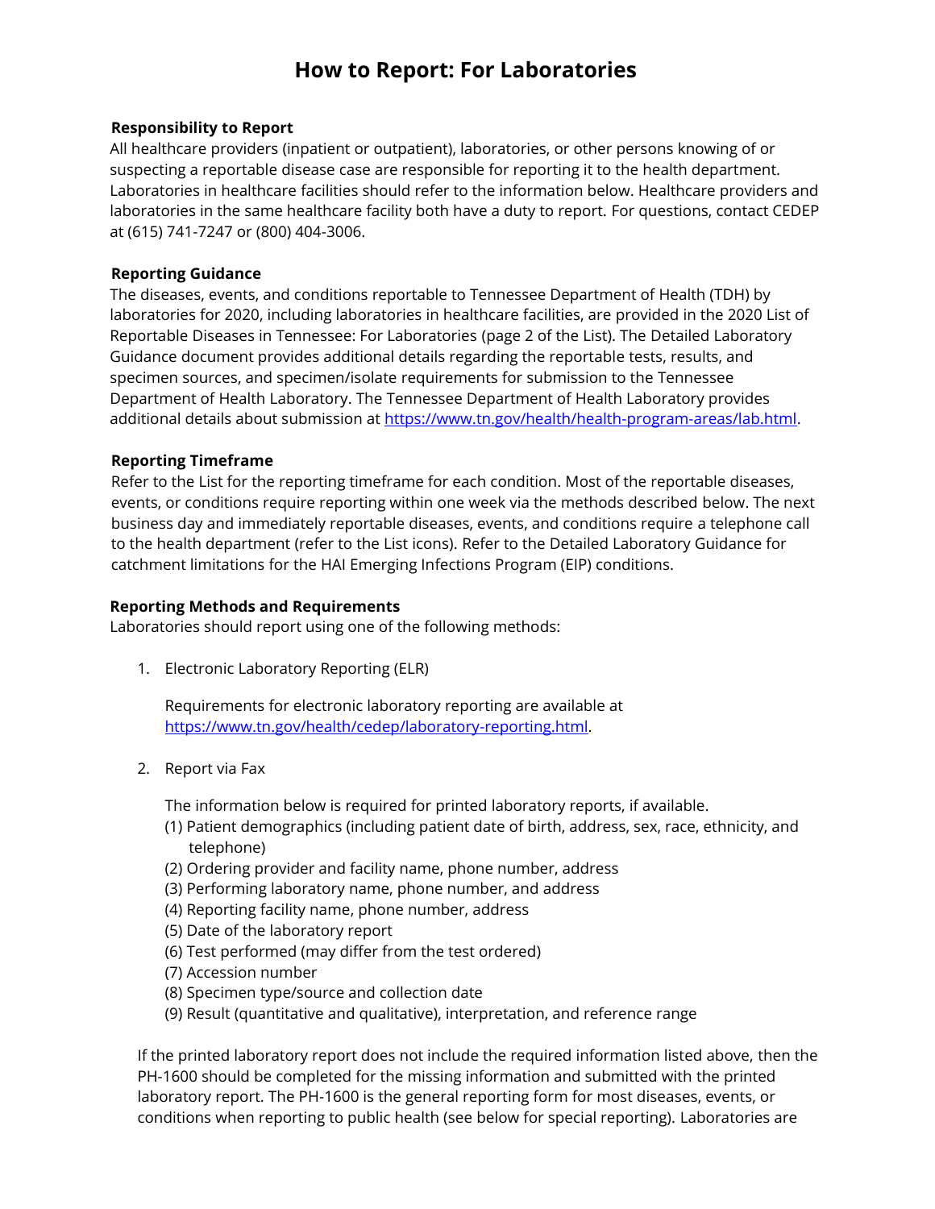# How to Report: For Laboratories

**Responsibility to Report**

All healthcare providers (inpatient or outpatient), laboratories, or other persons knowing of or suspecting a reportable disease case are responsible for reporting it to the health department. Laboratories in healthcare facilities should refer to the information below. Healthcare providers and laboratories in the same healthcare facility both have a duty to report. For questions, contact CEDEP at (615) 741-7247 or (800) 404-3006.

**Reporting Guidance**

The diseases, events, and conditions reportable to Tennessee Department of Health (TDH) by laboratories for 2020, including laboratories in healthcare facilities, are provided in the 2020 List of Reportable Diseases in Tennessee: For Laboratories (page 2 of the List). The Detailed Laboratory Guidance document provides additional details regarding the reportable tests, results, and specimen sources, and specimen/isolate requirements for submission to the Tennessee Department of Health Laboratory. The Tennessee Department of Health Laboratory provides additional details about submission at https://www.tn.gov/health/health-program-areas/lab.html.

**Reporting Timeframe**

Refer to the List for the reporting timeframe for each condition. Most of the reportable diseases, events, or conditions require reporting within one week via the methods described below. The next business day and immediately reportable diseases, events, and conditions require a telephone call to the health department (refer to the List icons). Refer to the Detailed Laboratory Guidance for catchment limitations for the HAI Emerging Infections Program (EIP) conditions.

**Reporting Methods and Requirements**

Laboratories should report using one of the following methods:

1. Electronic Laboratory Reporting (ELR)

   Requirements for electronic laboratory reporting are available at https://www.tn.gov/health/cedep/laboratory-reporting.html.

2. Report via Fax

   The information below is required for printed laboratory reports, if available.

   (1) Patient demographics (including patient date of birth, address, sex, race, ethnicity, and telephone)
   (2) Ordering provider and facility name, phone number, address
   (3) Performing laboratory name, phone number, and address
   (4) Reporting facility name, phone number, address
   (5) Date of the laboratory report
   (6) Test performed (may differ from the test ordered)
   (7) Accession number
   (8) Specimen type/source and collection date
   (9) Result (quantitative and qualitative), interpretation, and reference range

   If the printed laboratory report does not include the required information listed above, then the PH-1600 should be completed for the missing information and submitted with the printed laboratory report. The PH-1600 is the general reporting form for most diseases, events, or conditions when reporting to public health (see below for special reporting). Laboratories are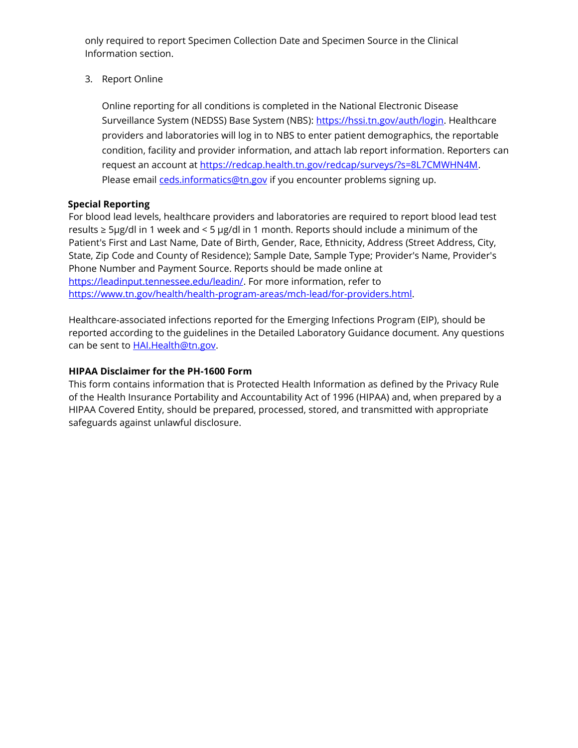only required to report Specimen Collection Date and Specimen Source in the Clinical Information section.

3. Report Online

   Online reporting for all conditions is completed in the National Electronic Disease Surveillance System (NEDSS) Base System (NBS): https://hssi.tn.gov/auth/login. Healthcare providers and laboratories will log in to NBS to enter patient demographics, the reportable condition, facility and provider information, and attach lab report information. Reporters can request an account at https://redcap.health.tn.gov/redcap/surveys/?s=8L7CMWHN4M. Please email ceds.informatics@tn.gov if you encounter problems signing up.

**Special Reporting**

For blood lead levels, healthcare providers and laboratories are required to report blood lead test results ≥ 5µg/dl in 1 week and < 5 µg/dl in 1 month. Reports should include a minimum of the Patient's First and Last Name, Date of Birth, Gender, Race, Ethnicity, Address (Street Address, City, State, Zip Code and County of Residence); Sample Date, Sample Type; Provider's Name, Provider's Phone Number and Payment Source. Reports should be made online at https://leadinput.tennessee.edu/leadin/. For more information, refer to https://www.tn.gov/health/health-program-areas/mch-lead/for-providers.html.

Healthcare-associated infections reported for the Emerging Infections Program (EIP), should be reported according to the guidelines in the Detailed Laboratory Guidance document. Any questions can be sent to HAI.Health@tn.gov.

**HIPAA Disclaimer for the PH-1600 Form**

This form contains information that is Protected Health Information as defined by the Privacy Rule of the Health Insurance Portability and Accountability Act of 1996 (HIPAA) and, when prepared by a HIPAA Covered Entity, should be prepared, processed, stored, and transmitted with appropriate safeguards against unlawful disclosure.